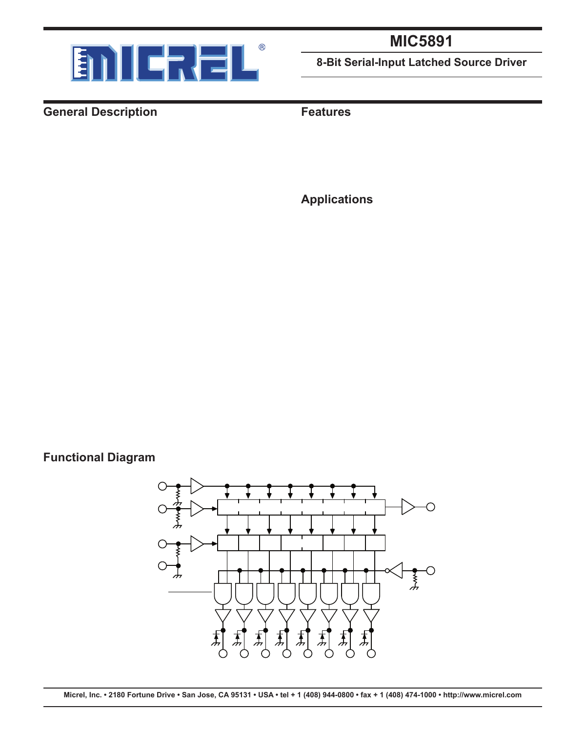# MIC5891

**8-Bit Serial-Input Latched Source Driver**

## General Description

## Features

## Applications

## Functional Diagram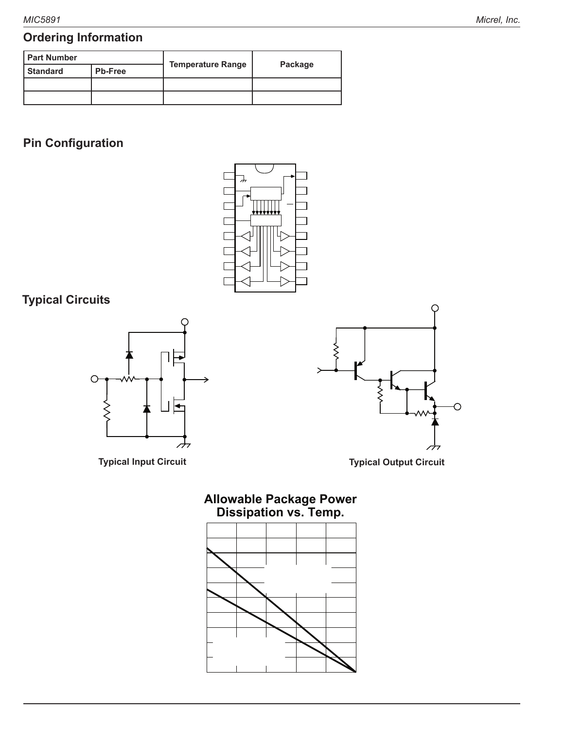## Ordering Information

| Part Number | | Temperature Range | Package |
|---|---|---|---|
| Standard | Pb-Free | | |
| | | | |
| | | | |

## Pin Configuration

## Typical Circuits

Typical Input Circuit

Typical Output Circuit

**Allowable Package Power Dissipation vs. Temp.**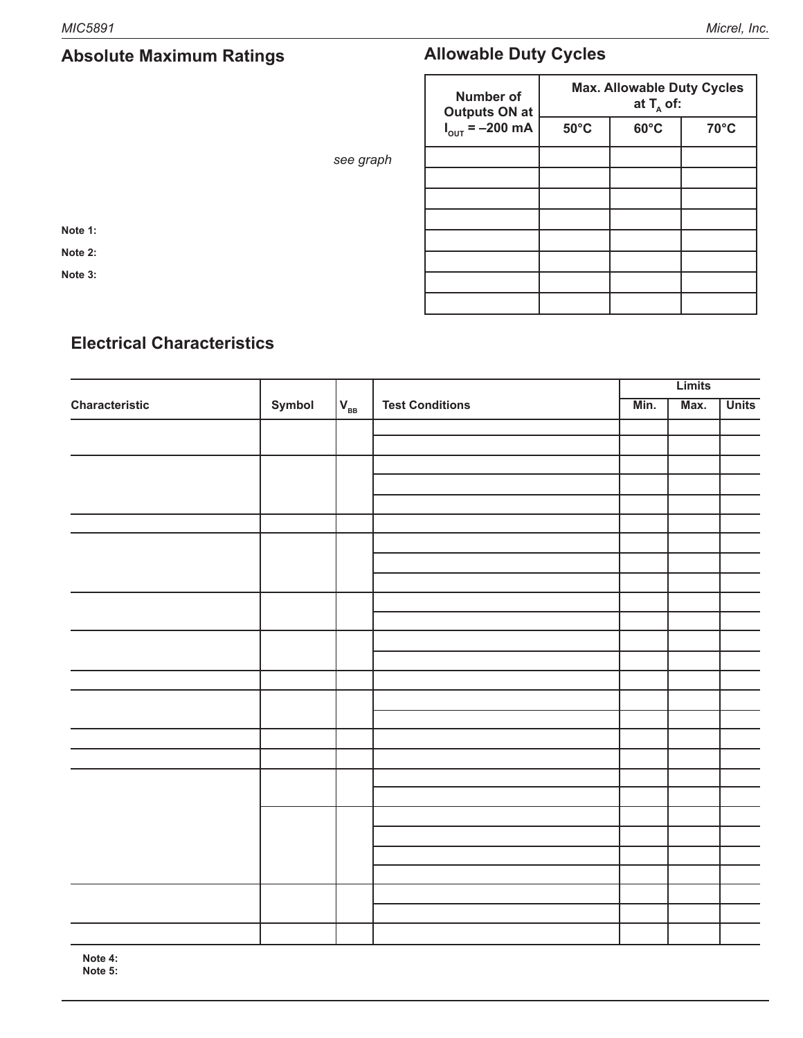## Absolute Maximum Ratings

*see graph*

**Note 1:**

**Note 2:**

**Note 3:**

## Allowable Duty Cycles

| Number of Outputs ON at $I_{OUT}$ = –200 mA | Max. Allowable Duty Cycles at $T_A$ of: | | |
|---|---|---|---|
| | 50°C | 60°C | 70°C |
| | | | |
| | | | |
| | | | |
| | | | |
| | | | |
| | | | |
| | | | |
| | | | |

## Electrical Characteristics

| Characteristic | Symbol | $V_{BB}$ | Test Conditions | Limits | | |
|---|---|---|---|---|---|---|
| | | | | Min. | Max. | Units |
| | | | | | | |
| | | | | | | |
| | | | | | | |
| | | | | | | |
| | | | | | | |
| | | | | | | |
| | | | | | | |
| | | | | | | |
| | | | | | | |
| | | | | | | |
| | | | | | | |
| | | | | | | |
| | | | | | | |
| | | | | | | |
| | | | | | | |
| | | | | | | |
| | | | | | | |
| | | | | | | |
| | | | | | | |
| | | | | | | |
| | | | | | | |
| | | | | | | |
| | | | | | | |
| | | | | | | |
| | | | | | | |
| | | | | | | |

**Note 4:**
**Note 5:**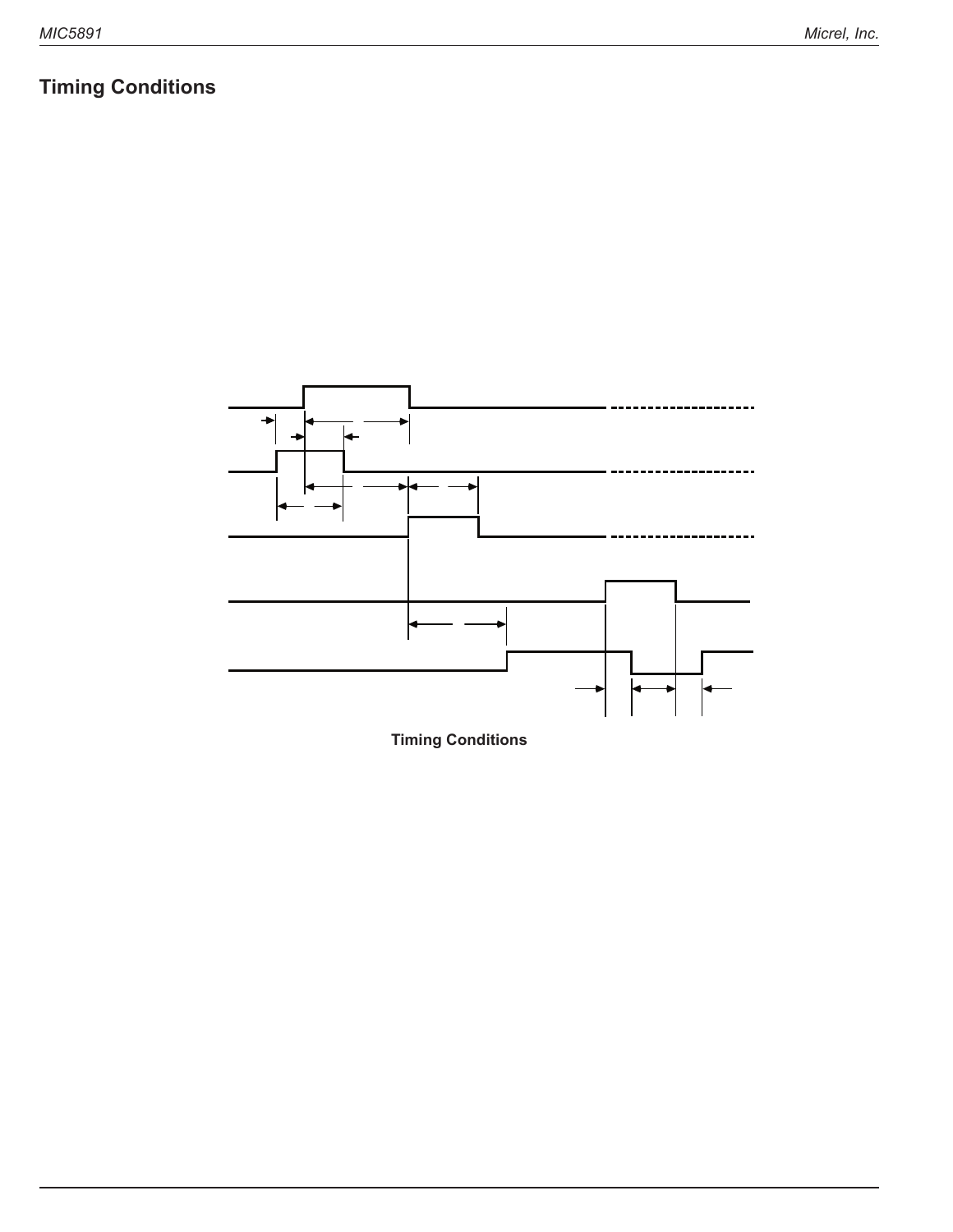## Timing Conditions

Timing Conditions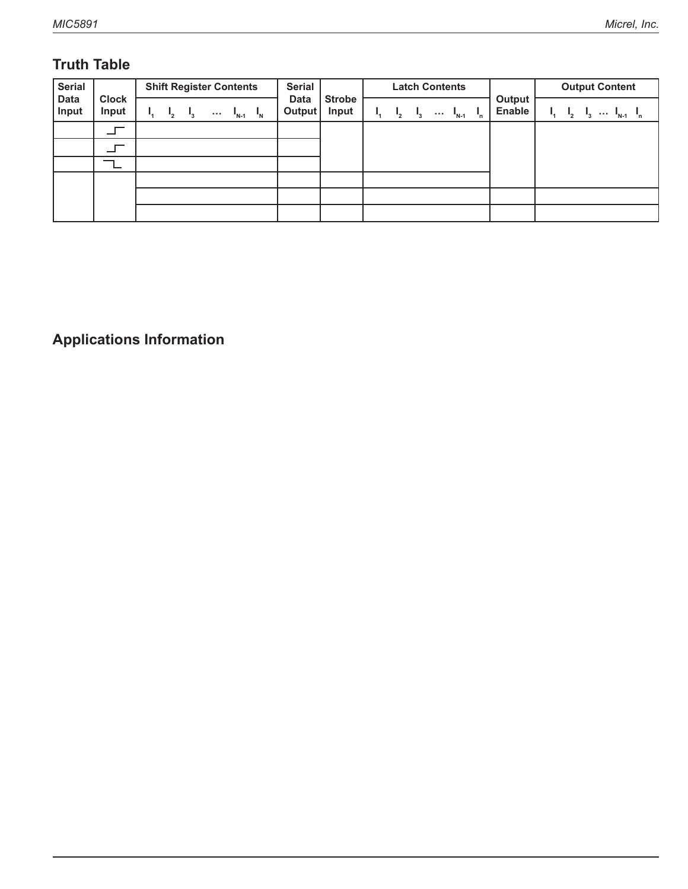## Truth Table

| Serial Data Input | Clock Input | Shift Register Contents | Serial Data Output | Strobe Input | Latch Contents | Output Enable | Output Content |
|---|---|---|---|---|---|---|---|
| | | $I_1$ $I_2$ $I_3$ … $I_{N-1}$ $I_N$ | | | $I_1$ $I_2$ $I_3$ … $I_{N-1}$ $I_n$ | | $I_1$ $I_2$ $I_3$ … $I_{N-1}$ $I_n$ |
| | _┌ | | | | | | |
| | _┌ | | | | | | |
| | ‾┐ | | | | | | |
| | | | | | | | |
| | | | | | | | |
| | | | | | | | |

## Applications Information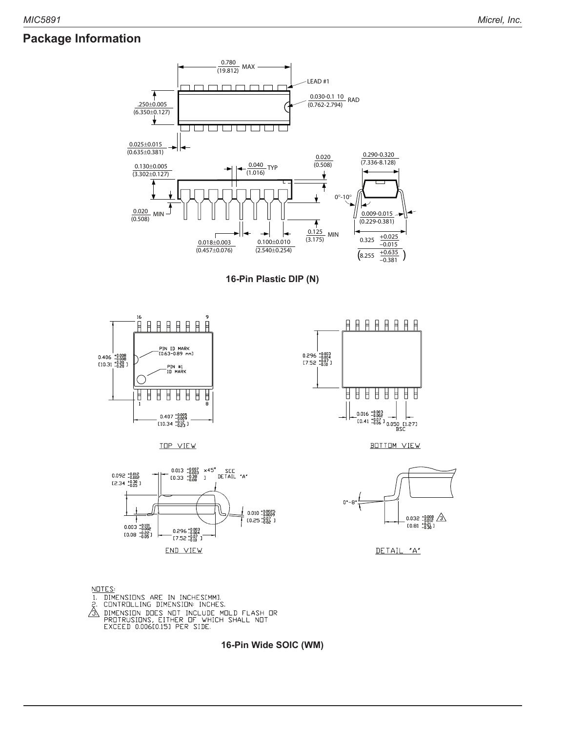## Package Information

**16-Pin Plastic DIP (N)**

NOTES:
1. DIMENSIONS ARE IN INCHES[MM].
2. CONTROLLING DIMENSION: INCHES.
3. DIMENSION DOES NOT INCLUDE MOLD FLASH OR PROTRUSIONS, EITHER OF WHICH SHALL NOT EXCEED 0.006[0.15] PER SIDE.

**16-Pin Wide SOIC (WM)**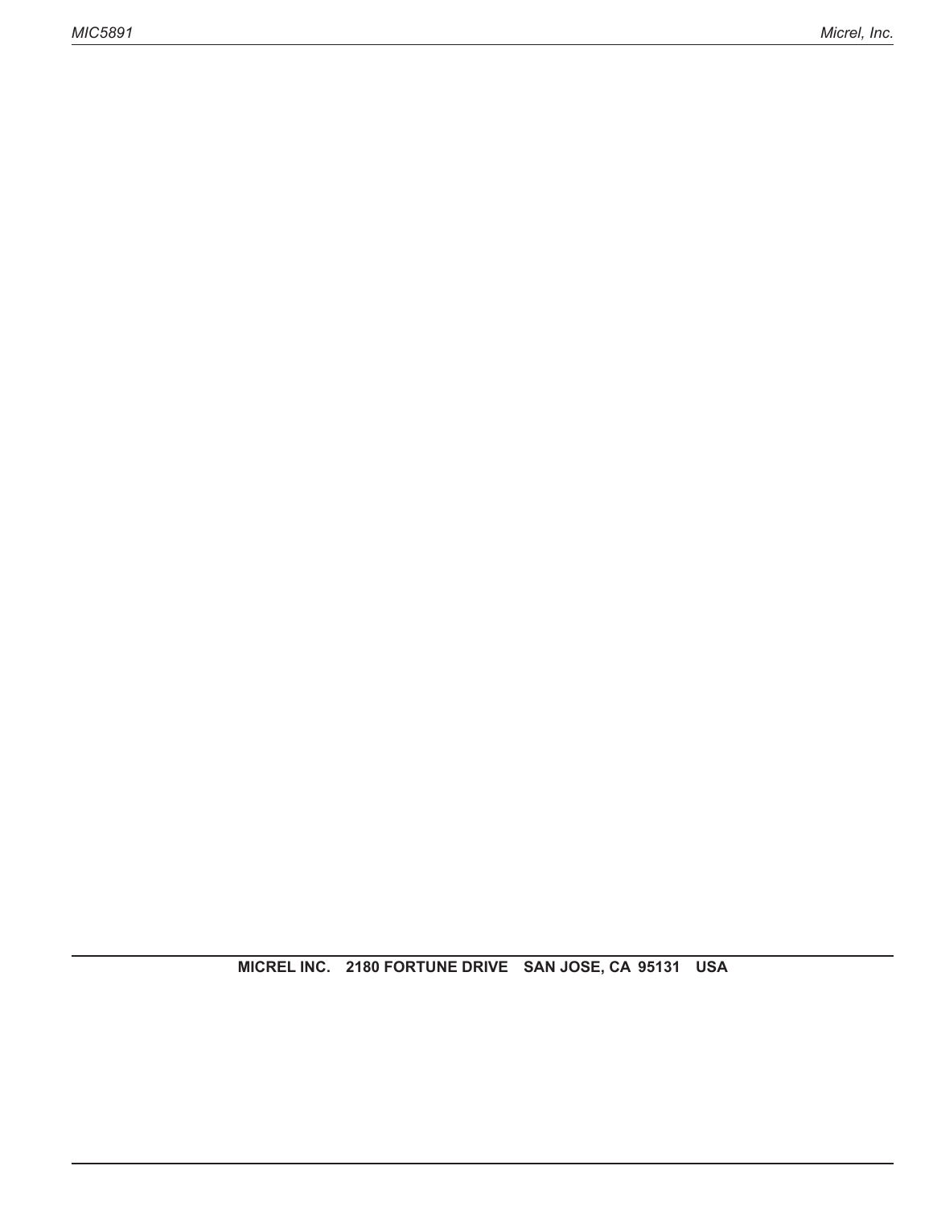**MICREL INC. 2180 FORTUNE DRIVE SAN JOSE, CA 95131 USA**